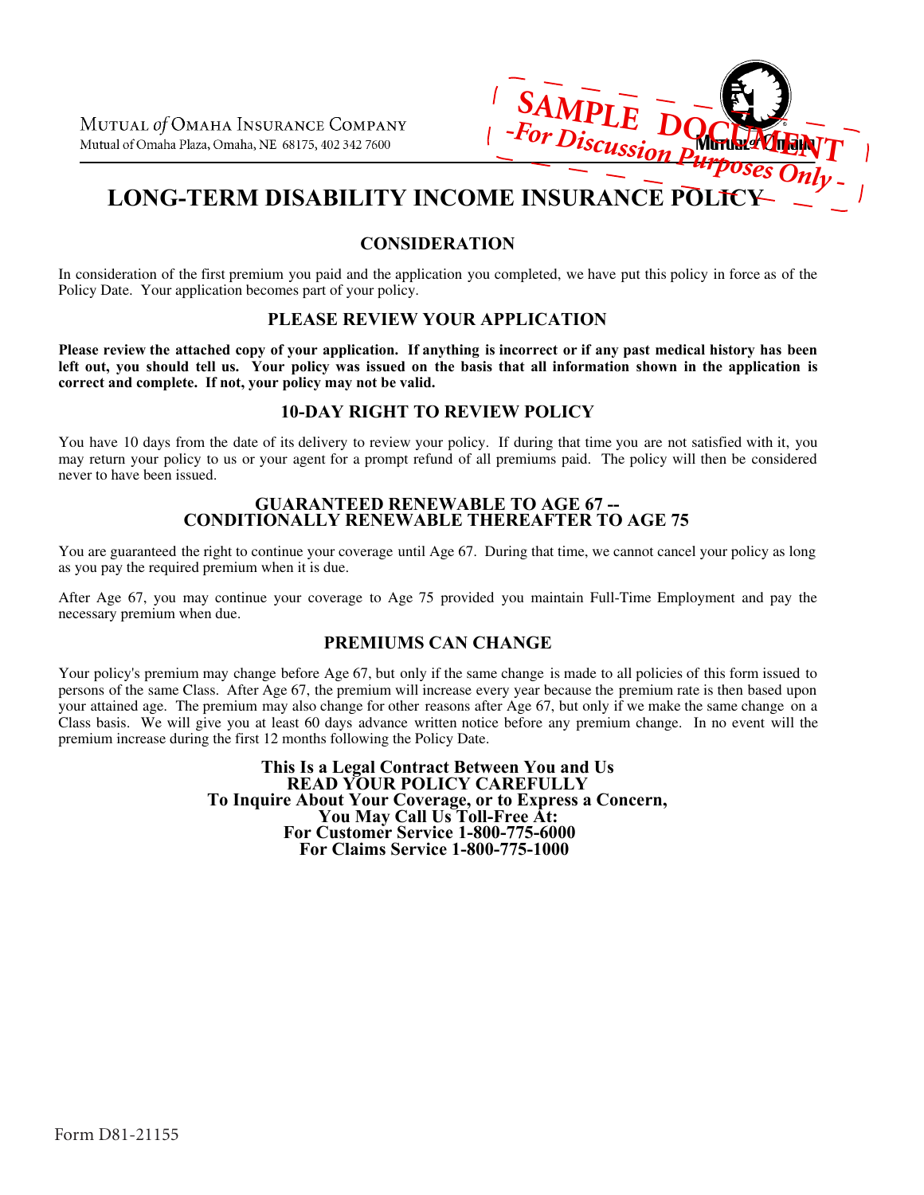Mutual of Omaha Insurance Company
Mutual of Omaha Plaza, Omaha, NE 68175, 402 342 7600

SAMPLE DOCUMENT
-For Discussion Purposes Only-

# LONG-TERM DISABILITY INCOME INSURANCE POLICY

## CONSIDERATION

In consideration of the first premium you paid and the application you completed, we have put this policy in force as of the Policy Date. Your application becomes part of your policy.

## PLEASE REVIEW YOUR APPLICATION

**Please review the attached copy of your application. If anything is incorrect or if any past medical history has been left out, you should tell us. Your policy was issued on the basis that all information shown in the application is correct and complete. If not, your policy may not be valid.**

## 10-DAY RIGHT TO REVIEW POLICY

You have 10 days from the date of its delivery to review your policy. If during that time you are not satisfied with it, you may return your policy to us or your agent for a prompt refund of all premiums paid. The policy will then be considered never to have been issued.

## GUARANTEED RENEWABLE TO AGE 67 -- CONDITIONALLY RENEWABLE THEREAFTER TO AGE 75

You are guaranteed the right to continue your coverage until Age 67. During that time, we cannot cancel your policy as long as you pay the required premium when it is due.

After Age 67, you may continue your coverage to Age 75 provided you maintain Full-Time Employment and pay the necessary premium when due.

## PREMIUMS CAN CHANGE

Your policy's premium may change before Age 67, but only if the same change is made to all policies of this form issued to persons of the same Class. After Age 67, the premium will increase every year because the premium rate is then based upon your attained age. The premium may also change for other reasons after Age 67, but only if we make the same change on a Class basis. We will give you at least 60 days advance written notice before any premium change. In no event will the premium increase during the first 12 months following the Policy Date.

**This Is a Legal Contract Between You and Us**
**READ YOUR POLICY CAREFULLY**
**To Inquire About Your Coverage, or to Express a Concern,**
**You May Call Us Toll-Free At:**
**For Customer Service 1-800-775-6000**
**For Claims Service 1-800-775-1000**

Form D81-21155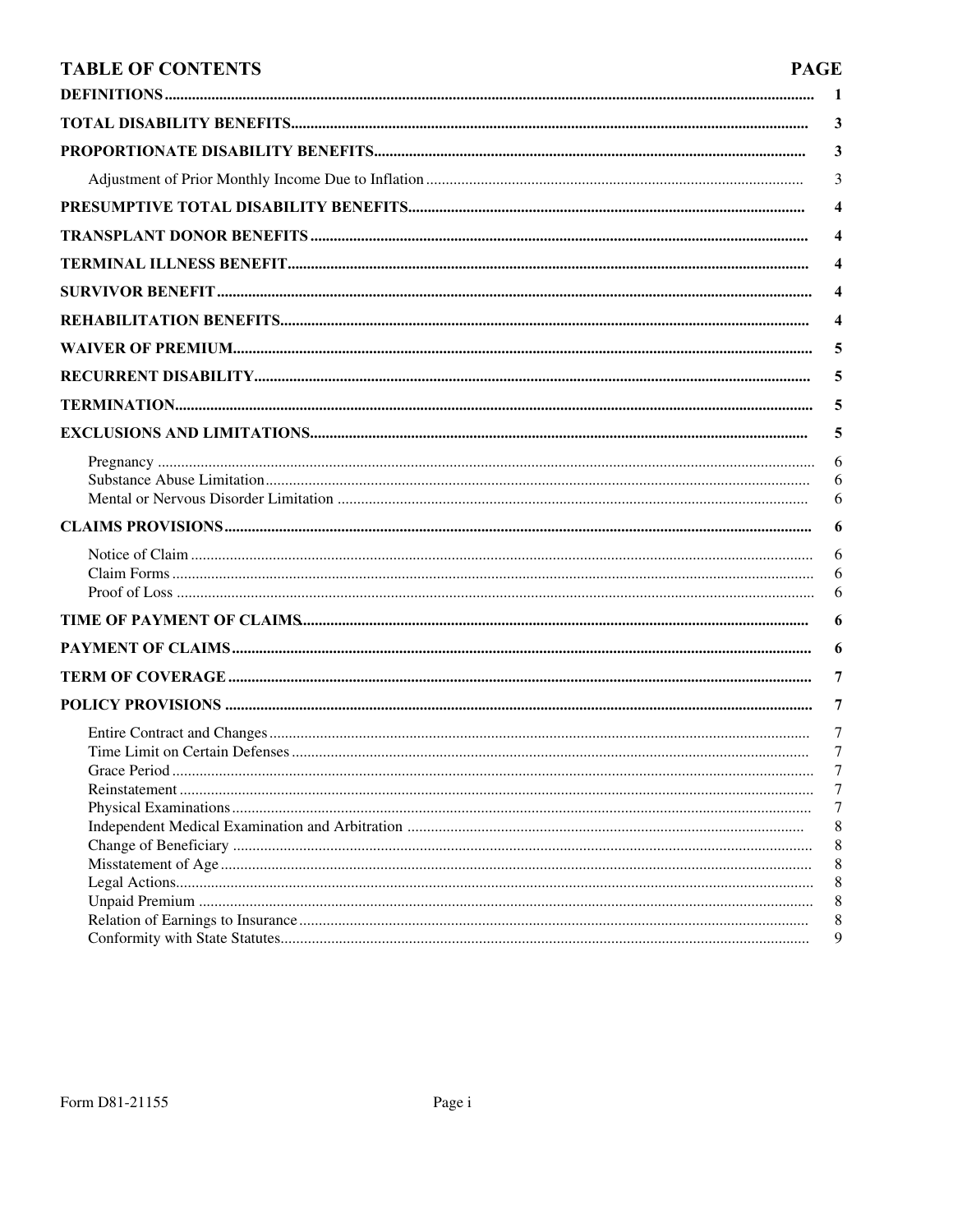## TABLE OF CONTENTS

| | PAGE |
|---|---|
| **DEFINITIONS** | **1** |
| **TOTAL DISABILITY BENEFITS** | **3** |
| **PROPORTIONATE DISABILITY BENEFITS** | **3** |
| Adjustment of Prior Monthly Income Due to Inflation | 3 |
| **PRESUMPTIVE TOTAL DISABILITY BENEFITS** | **4** |
| **TRANSPLANT DONOR BENEFITS** | **4** |
| **TERMINAL ILLNESS BENEFIT** | **4** |
| **SURVIVOR BENEFIT** | **4** |
| **REHABILITATION BENEFITS** | **4** |
| **WAIVER OF PREMIUM** | **5** |
| **RECURRENT DISABILITY** | **5** |
| **TERMINATION** | **5** |
| **EXCLUSIONS AND LIMITATIONS** | **5** |
| Pregnancy | 6 |
| Substance Abuse Limitation | 6 |
| Mental or Nervous Disorder Limitation | 6 |
| **CLAIMS PROVISIONS** | **6** |
| Notice of Claim | 6 |
| Claim Forms | 6 |
| Proof of Loss | 6 |
| **TIME OF PAYMENT OF CLAIMS** | **6** |
| **PAYMENT OF CLAIMS** | **6** |
| **TERM OF COVERAGE** | **7** |
| **POLICY PROVISIONS** | **7** |
| Entire Contract and Changes | 7 |
| Time Limit on Certain Defenses | 7 |
| Grace Period | 7 |
| Reinstatement | 7 |
| Physical Examinations | 7 |
| Independent Medical Examination and Arbitration | 8 |
| Change of Beneficiary | 8 |
| Misstatement of Age | 8 |
| Legal Actions | 8 |
| Unpaid Premium | 8 |
| Relation of Earnings to Insurance | 8 |
| Conformity with State Statutes | 9 |

Form D81-21155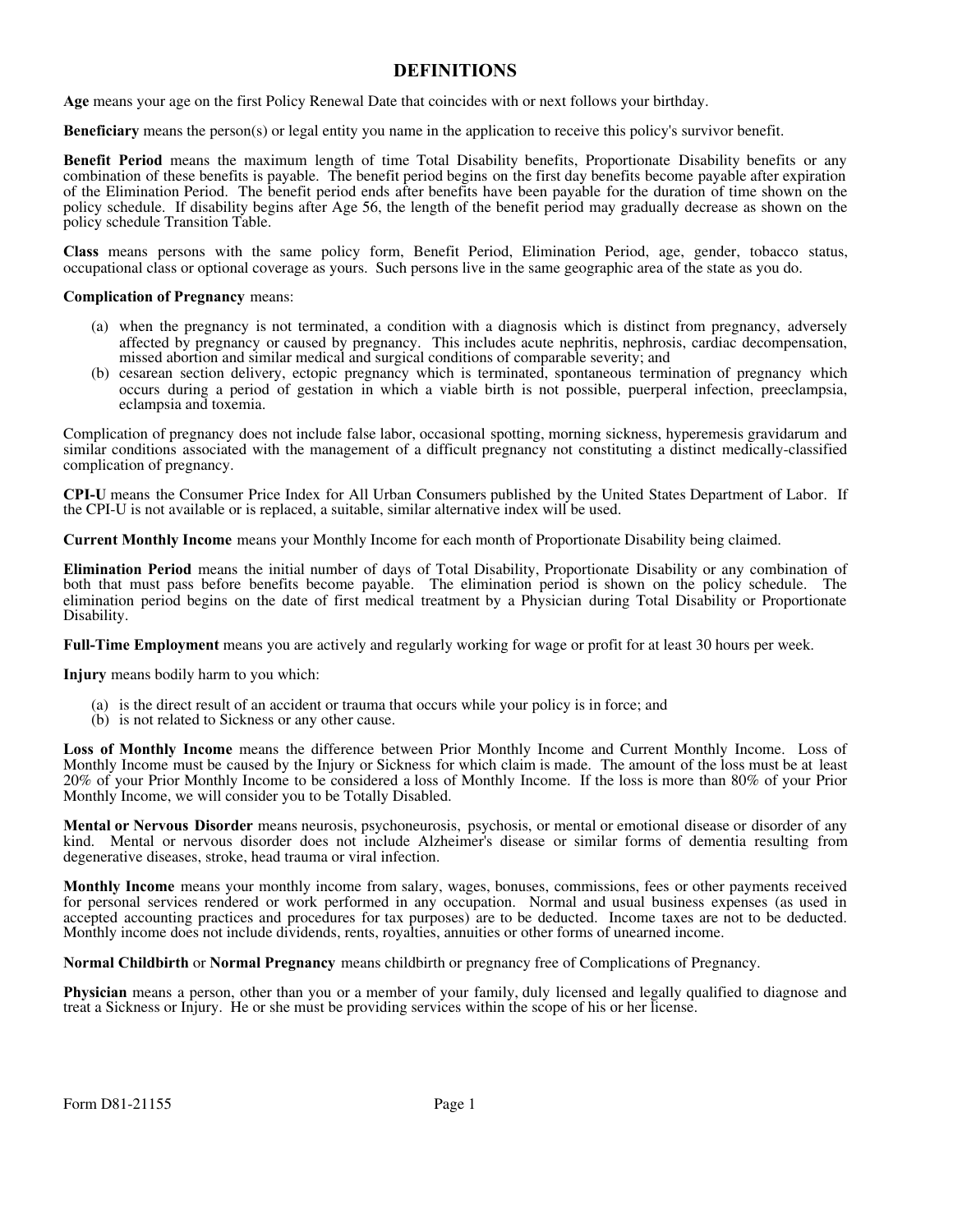# DEFINITIONS

**Age** means your age on the first Policy Renewal Date that coincides with or next follows your birthday.

**Beneficiary** means the person(s) or legal entity you name in the application to receive this policy's survivor benefit.

**Benefit Period** means the maximum length of time Total Disability benefits, Proportionate Disability benefits or any combination of these benefits is payable. The benefit period begins on the first day benefits become payable after expiration of the Elimination Period. The benefit period ends after benefits have been payable for the duration of time shown on the policy schedule. If disability begins after Age 56, the length of the benefit period may gradually decrease as shown on the policy schedule Transition Table.

**Class** means persons with the same policy form, Benefit Period, Elimination Period, age, gender, tobacco status, occupational class or optional coverage as yours. Such persons live in the same geographic area of the state as you do.

**Complication of Pregnancy** means:

(a) when the pregnancy is not terminated, a condition with a diagnosis which is distinct from pregnancy, adversely affected by pregnancy or caused by pregnancy. This includes acute nephritis, nephrosis, cardiac decompensation, missed abortion and similar medical and surgical conditions of comparable severity; and
(b) cesarean section delivery, ectopic pregnancy which is terminated, spontaneous termination of pregnancy which occurs during a period of gestation in which a viable birth is not possible, puerperal infection, preeclampsia, eclampsia and toxemia.

Complication of pregnancy does not include false labor, occasional spotting, morning sickness, hyperemesis gravidarum and similar conditions associated with the management of a difficult pregnancy not constituting a distinct medically-classified complication of pregnancy.

**CPI-U** means the Consumer Price Index for All Urban Consumers published by the United States Department of Labor. If the CPI-U is not available or is replaced, a suitable, similar alternative index will be used.

**Current Monthly Income** means your Monthly Income for each month of Proportionate Disability being claimed.

**Elimination Period** means the initial number of days of Total Disability, Proportionate Disability or any combination of both that must pass before benefits become payable. The elimination period is shown on the policy schedule. The elimination period begins on the date of first medical treatment by a Physician during Total Disability or Proportionate Disability.

**Full-Time Employment** means you are actively and regularly working for wage or profit for at least 30 hours per week.

**Injury** means bodily harm to you which:

(a) is the direct result of an accident or trauma that occurs while your policy is in force; and
(b) is not related to Sickness or any other cause.

**Loss of Monthly Income** means the difference between Prior Monthly Income and Current Monthly Income. Loss of Monthly Income must be caused by the Injury or Sickness for which claim is made. The amount of the loss must be at least 20% of your Prior Monthly Income to be considered a loss of Monthly Income. If the loss is more than 80% of your Prior Monthly Income, we will consider you to be Totally Disabled.

**Mental or Nervous Disorder** means neurosis, psychoneurosis, psychosis, or mental or emotional disease or disorder of any kind. Mental or nervous disorder does not include Alzheimer's disease or similar forms of dementia resulting from degenerative diseases, stroke, head trauma or viral infection.

**Monthly Income** means your monthly income from salary, wages, bonuses, commissions, fees or other payments received for personal services rendered or work performed in any occupation. Normal and usual business expenses (as used in accepted accounting practices and procedures for tax purposes) are to be deducted. Income taxes are not to be deducted. Monthly income does not include dividends, rents, royalties, annuities or other forms of unearned income.

**Normal Childbirth** or **Normal Pregnancy** means childbirth or pregnancy free of Complications of Pregnancy.

**Physician** means a person, other than you or a member of your family, duly licensed and legally qualified to diagnose and treat a Sickness or Injury. He or she must be providing services within the scope of his or her license.

Form D81-21155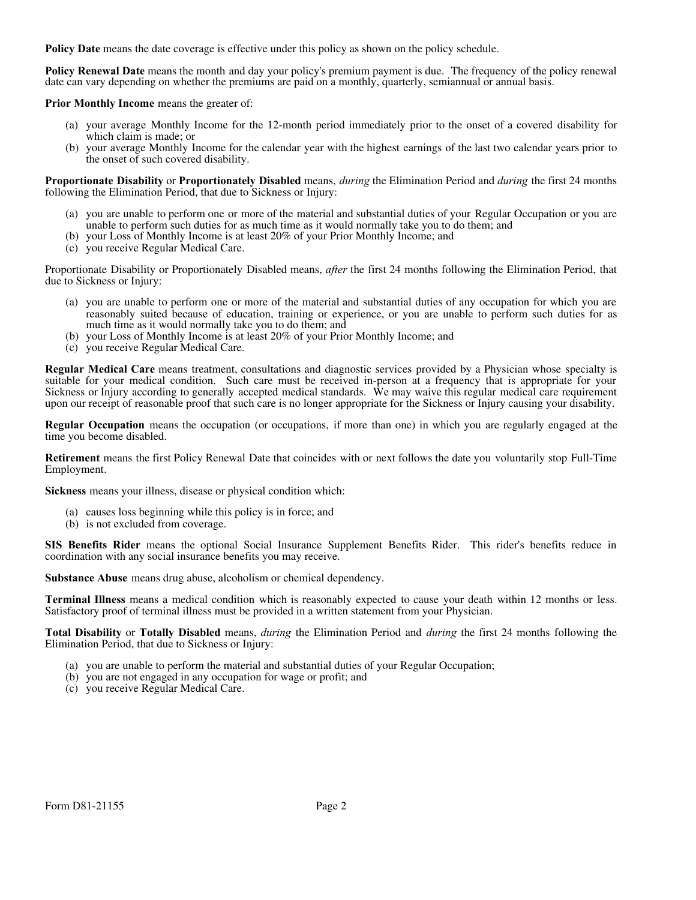**Policy Date** means the date coverage is effective under this policy as shown on the policy schedule.

**Policy Renewal Date** means the month and day your policy's premium payment is due. The frequency of the policy renewal date can vary depending on whether the premiums are paid on a monthly, quarterly, semiannual or annual basis.

**Prior Monthly Income** means the greater of:

(a) your average Monthly Income for the 12-month period immediately prior to the onset of a covered disability for which claim is made; or
(b) your average Monthly Income for the calendar year with the highest earnings of the last two calendar years prior to the onset of such covered disability.

**Proportionate Disability** or **Proportionately Disabled** means, *during* the Elimination Period and *during* the first 24 months following the Elimination Period, that due to Sickness or Injury:

(a) you are unable to perform one or more of the material and substantial duties of your Regular Occupation or you are unable to perform such duties for as much time as it would normally take you to do them; and
(b) your Loss of Monthly Income is at least 20% of your Prior Monthly Income; and
(c) you receive Regular Medical Care.

Proportionate Disability or Proportionately Disabled means, *after* the first 24 months following the Elimination Period, that due to Sickness or Injury:

(a) you are unable to perform one or more of the material and substantial duties of any occupation for which you are reasonably suited because of education, training or experience, or you are unable to perform such duties for as much time as it would normally take you to do them; and
(b) your Loss of Monthly Income is at least 20% of your Prior Monthly Income; and
(c) you receive Regular Medical Care.

**Regular Medical Care** means treatment, consultations and diagnostic services provided by a Physician whose specialty is suitable for your medical condition. Such care must be received in-person at a frequency that is appropriate for your Sickness or Injury according to generally accepted medical standards. We may waive this regular medical care requirement upon our receipt of reasonable proof that such care is no longer appropriate for the Sickness or Injury causing your disability.

**Regular Occupation** means the occupation (or occupations, if more than one) in which you are regularly engaged at the time you become disabled.

**Retirement** means the first Policy Renewal Date that coincides with or next follows the date you voluntarily stop Full-Time Employment.

**Sickness** means your illness, disease or physical condition which:

(a) causes loss beginning while this policy is in force; and
(b) is not excluded from coverage.

**SIS Benefits Rider** means the optional Social Insurance Supplement Benefits Rider. This rider's benefits reduce in coordination with any social insurance benefits you may receive.

**Substance Abuse** means drug abuse, alcoholism or chemical dependency.

**Terminal Illness** means a medical condition which is reasonably expected to cause your death within 12 months or less. Satisfactory proof of terminal illness must be provided in a written statement from your Physician.

**Total Disability** or **Totally Disabled** means, *during* the Elimination Period and *during* the first 24 months following the Elimination Period, that due to Sickness or Injury:

(a) you are unable to perform the material and substantial duties of your Regular Occupation;
(b) you are not engaged in any occupation for wage or profit; and
(c) you receive Regular Medical Care.

Form D81-21155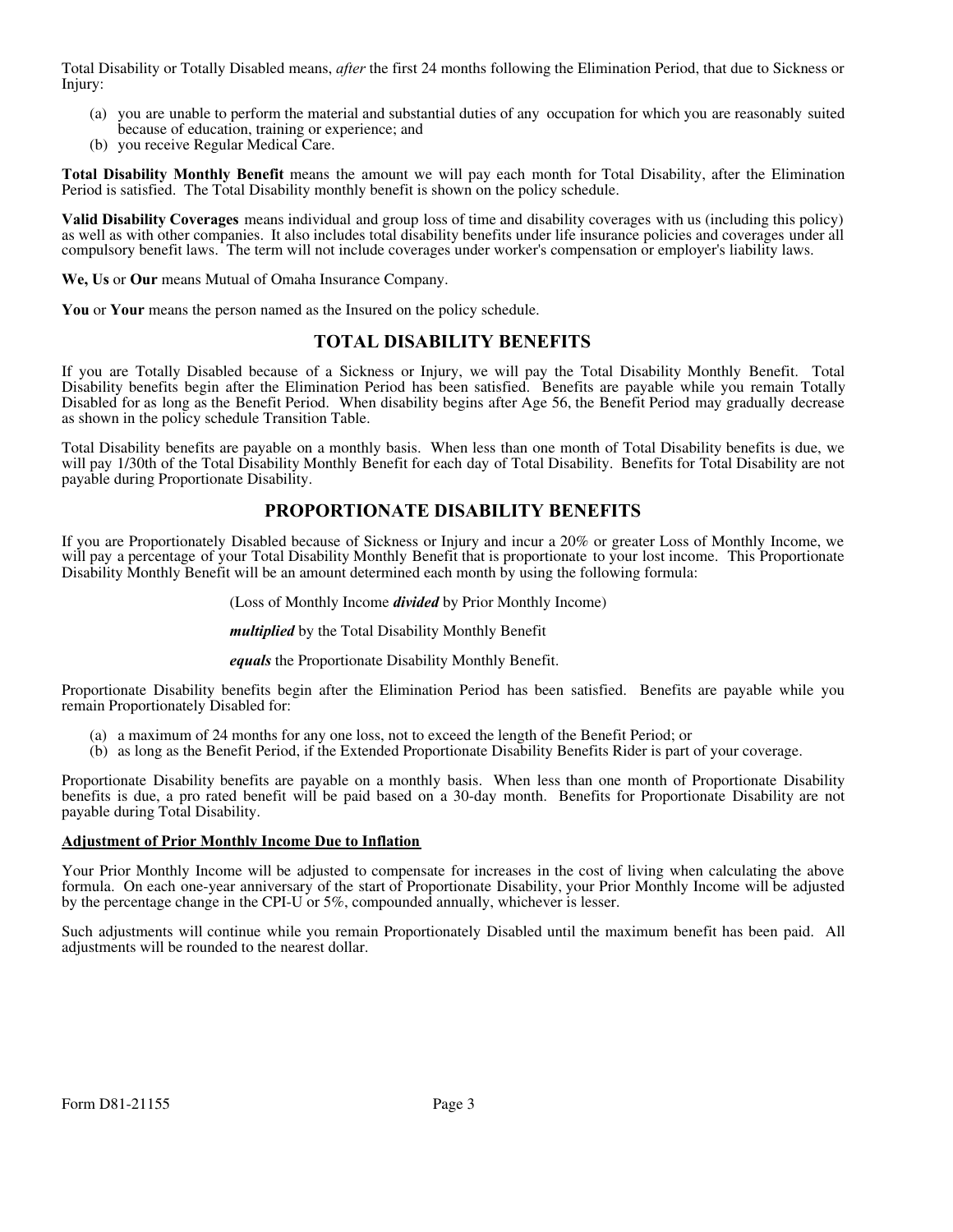Total Disability or Totally Disabled means, *after* the first 24 months following the Elimination Period, that due to Sickness or Injury:

(a) you are unable to perform the material and substantial duties of any occupation for which you are reasonably suited because of education, training or experience; and
(b) you receive Regular Medical Care.

**Total Disability Monthly Benefit** means the amount we will pay each month for Total Disability, after the Elimination Period is satisfied. The Total Disability monthly benefit is shown on the policy schedule.

**Valid Disability Coverages** means individual and group loss of time and disability coverages with us (including this policy) as well as with other companies. It also includes total disability benefits under life insurance policies and coverages under all compulsory benefit laws. The term will not include coverages under worker's compensation or employer's liability laws.

**We, Us** or **Our** means Mutual of Omaha Insurance Company.

**You** or **Your** means the person named as the Insured on the policy schedule.

## TOTAL DISABILITY BENEFITS

If you are Totally Disabled because of a Sickness or Injury, we will pay the Total Disability Monthly Benefit. Total Disability benefits begin after the Elimination Period has been satisfied. Benefits are payable while you remain Totally Disabled for as long as the Benefit Period. When disability begins after Age 56, the Benefit Period may gradually decrease as shown in the policy schedule Transition Table.

Total Disability benefits are payable on a monthly basis. When less than one month of Total Disability benefits is due, we will pay 1/30th of the Total Disability Monthly Benefit for each day of Total Disability. Benefits for Total Disability are not payable during Proportionate Disability.

## PROPORTIONATE DISABILITY BENEFITS

If you are Proportionately Disabled because of Sickness or Injury and incur a 20% or greater Loss of Monthly Income, we will pay a percentage of your Total Disability Monthly Benefit that is proportionate to your lost income. This Proportionate Disability Monthly Benefit will be an amount determined each month by using the following formula:

(Loss of Monthly Income ***divided*** by Prior Monthly Income)

***multiplied*** by the Total Disability Monthly Benefit

***equals*** the Proportionate Disability Monthly Benefit.

Proportionate Disability benefits begin after the Elimination Period has been satisfied. Benefits are payable while you remain Proportionately Disabled for:

(a) a maximum of 24 months for any one loss, not to exceed the length of the Benefit Period; or
(b) as long as the Benefit Period, if the Extended Proportionate Disability Benefits Rider is part of your coverage.

Proportionate Disability benefits are payable on a monthly basis. When less than one month of Proportionate Disability benefits is due, a pro rated benefit will be paid based on a 30-day month. Benefits for Proportionate Disability are not payable during Total Disability.

**Adjustment of Prior Monthly Income Due to Inflation**

Your Prior Monthly Income will be adjusted to compensate for increases in the cost of living when calculating the above formula. On each one-year anniversary of the start of Proportionate Disability, your Prior Monthly Income will be adjusted by the percentage change in the CPI-U or 5%, compounded annually, whichever is lesser.

Such adjustments will continue while you remain Proportionately Disabled until the maximum benefit has been paid. All adjustments will be rounded to the nearest dollar.

Form D81-21155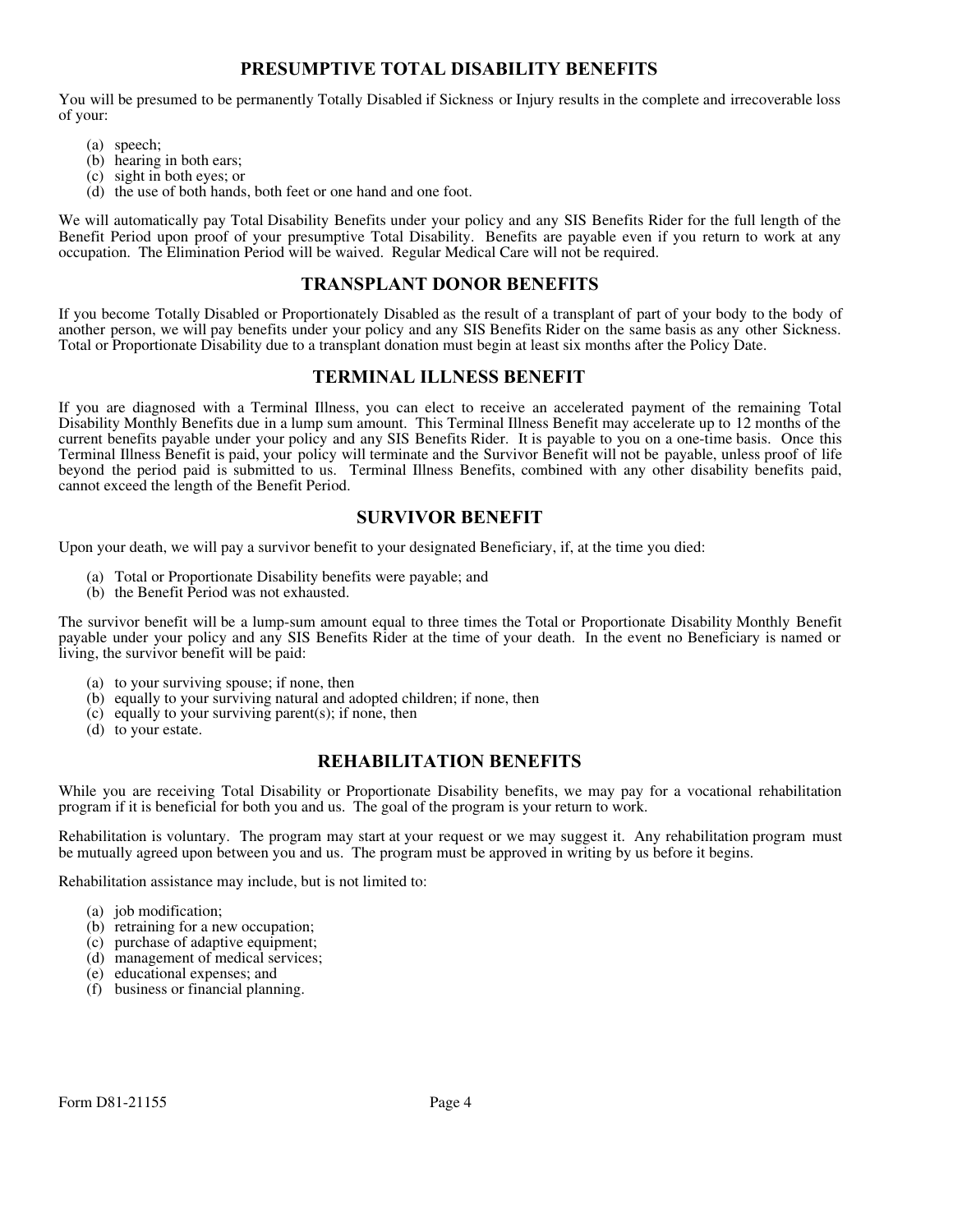## PRESUMPTIVE TOTAL DISABILITY BENEFITS

You will be presumed to be permanently Totally Disabled if Sickness or Injury results in the complete and irrecoverable loss of your:

(a) speech;
(b) hearing in both ears;
(c) sight in both eyes; or
(d) the use of both hands, both feet or one hand and one foot.

We will automatically pay Total Disability Benefits under your policy and any SIS Benefits Rider for the full length of the Benefit Period upon proof of your presumptive Total Disability. Benefits are payable even if you return to work at any occupation. The Elimination Period will be waived. Regular Medical Care will not be required.

## TRANSPLANT DONOR BENEFITS

If you become Totally Disabled or Proportionately Disabled as the result of a transplant of part of your body to the body of another person, we will pay benefits under your policy and any SIS Benefits Rider on the same basis as any other Sickness. Total or Proportionate Disability due to a transplant donation must begin at least six months after the Policy Date.

## TERMINAL ILLNESS BENEFIT

If you are diagnosed with a Terminal Illness, you can elect to receive an accelerated payment of the remaining Total Disability Monthly Benefits due in a lump sum amount. This Terminal Illness Benefit may accelerate up to 12 months of the current benefits payable under your policy and any SIS Benefits Rider. It is payable to you on a one-time basis. Once this Terminal Illness Benefit is paid, your policy will terminate and the Survivor Benefit will not be payable, unless proof of life beyond the period paid is submitted to us. Terminal Illness Benefits, combined with any other disability benefits paid, cannot exceed the length of the Benefit Period.

## SURVIVOR BENEFIT

Upon your death, we will pay a survivor benefit to your designated Beneficiary, if, at the time you died:

(a) Total or Proportionate Disability benefits were payable; and
(b) the Benefit Period was not exhausted.

The survivor benefit will be a lump-sum amount equal to three times the Total or Proportionate Disability Monthly Benefit payable under your policy and any SIS Benefits Rider at the time of your death. In the event no Beneficiary is named or living, the survivor benefit will be paid:

(a) to your surviving spouse; if none, then
(b) equally to your surviving natural and adopted children; if none, then
(c) equally to your surviving parent(s); if none, then
(d) to your estate.

## REHABILITATION BENEFITS

While you are receiving Total Disability or Proportionate Disability benefits, we may pay for a vocational rehabilitation program if it is beneficial for both you and us. The goal of the program is your return to work.

Rehabilitation is voluntary. The program may start at your request or we may suggest it. Any rehabilitation program must be mutually agreed upon between you and us. The program must be approved in writing by us before it begins.

Rehabilitation assistance may include, but is not limited to:

(a) job modification;
(b) retraining for a new occupation;
(c) purchase of adaptive equipment;
(d) management of medical services;
(e) educational expenses; and
(f) business or financial planning.

Form D81-21155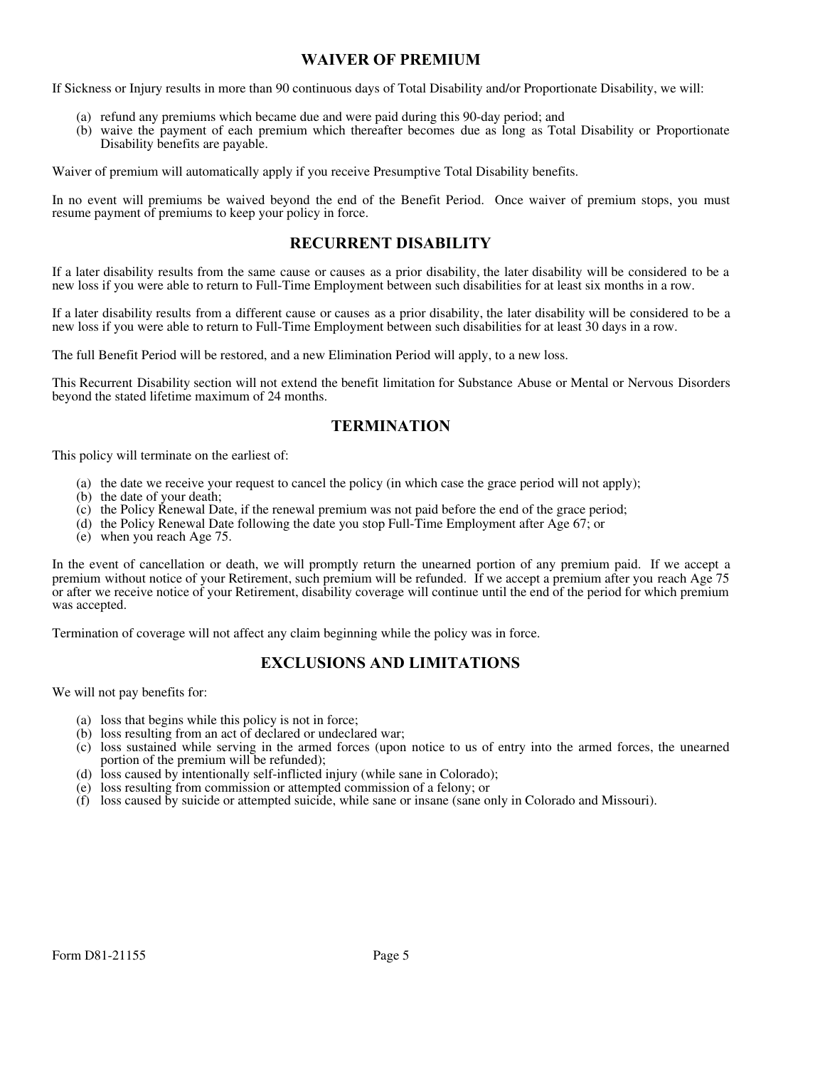## WAIVER OF PREMIUM

If Sickness or Injury results in more than 90 continuous days of Total Disability and/or Proportionate Disability, we will:

(a) refund any premiums which became due and were paid during this 90-day period; and
(b) waive the payment of each premium which thereafter becomes due as long as Total Disability or Proportionate Disability benefits are payable.

Waiver of premium will automatically apply if you receive Presumptive Total Disability benefits.

In no event will premiums be waived beyond the end of the Benefit Period. Once waiver of premium stops, you must resume payment of premiums to keep your policy in force.

## RECURRENT DISABILITY

If a later disability results from the same cause or causes as a prior disability, the later disability will be considered to be a new loss if you were able to return to Full-Time Employment between such disabilities for at least six months in a row.

If a later disability results from a different cause or causes as a prior disability, the later disability will be considered to be a new loss if you were able to return to Full-Time Employment between such disabilities for at least 30 days in a row.

The full Benefit Period will be restored, and a new Elimination Period will apply, to a new loss.

This Recurrent Disability section will not extend the benefit limitation for Substance Abuse or Mental or Nervous Disorders beyond the stated lifetime maximum of 24 months.

## TERMINATION

This policy will terminate on the earliest of:

(a) the date we receive your request to cancel the policy (in which case the grace period will not apply);
(b) the date of your death;
(c) the Policy Renewal Date, if the renewal premium was not paid before the end of the grace period;
(d) the Policy Renewal Date following the date you stop Full-Time Employment after Age 67; or
(e) when you reach Age 75.

In the event of cancellation or death, we will promptly return the unearned portion of any premium paid. If we accept a premium without notice of your Retirement, such premium will be refunded. If we accept a premium after you reach Age 75 or after we receive notice of your Retirement, disability coverage will continue until the end of the period for which premium was accepted.

Termination of coverage will not affect any claim beginning while the policy was in force.

## EXCLUSIONS AND LIMITATIONS

We will not pay benefits for:

(a) loss that begins while this policy is not in force;
(b) loss resulting from an act of declared or undeclared war;
(c) loss sustained while serving in the armed forces (upon notice to us of entry into the armed forces, the unearned portion of the premium will be refunded);
(d) loss caused by intentionally self-inflicted injury (while sane in Colorado);
(e) loss resulting from commission or attempted commission of a felony; or
(f) loss caused by suicide or attempted suicide, while sane or insane (sane only in Colorado and Missouri).

Form D81-21155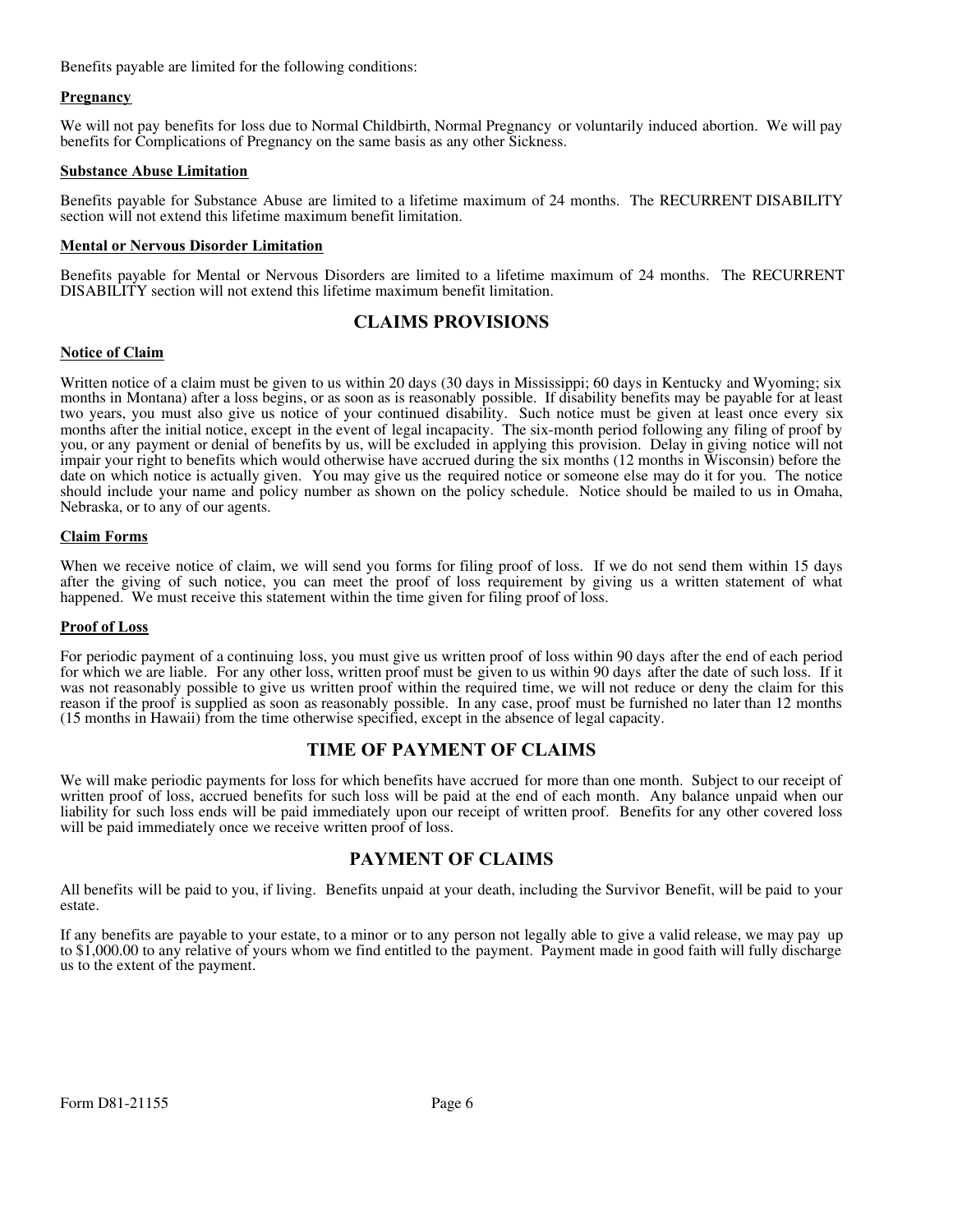Benefits payable are limited for the following conditions:

**Pregnancy**

We will not pay benefits for loss due to Normal Childbirth, Normal Pregnancy or voluntarily induced abortion. We will pay benefits for Complications of Pregnancy on the same basis as any other Sickness.

**Substance Abuse Limitation**

Benefits payable for Substance Abuse are limited to a lifetime maximum of 24 months. The RECURRENT DISABILITY section will not extend this lifetime maximum benefit limitation.

**Mental or Nervous Disorder Limitation**

Benefits payable for Mental or Nervous Disorders are limited to a lifetime maximum of 24 months. The RECURRENT DISABILITY section will not extend this lifetime maximum benefit limitation.

## CLAIMS PROVISIONS

**Notice of Claim**

Written notice of a claim must be given to us within 20 days (30 days in Mississippi; 60 days in Kentucky and Wyoming; six months in Montana) after a loss begins, or as soon as is reasonably possible. If disability benefits may be payable for at least two years, you must also give us notice of your continued disability. Such notice must be given at least once every six months after the initial notice, except in the event of legal incapacity. The six-month period following any filing of proof by you, or any payment or denial of benefits by us, will be excluded in applying this provision. Delay in giving notice will not impair your right to benefits which would otherwise have accrued during the six months (12 months in Wisconsin) before the date on which notice is actually given. You may give us the required notice or someone else may do it for you. The notice should include your name and policy number as shown on the policy schedule. Notice should be mailed to us in Omaha, Nebraska, or to any of our agents.

**Claim Forms**

When we receive notice of claim, we will send you forms for filing proof of loss. If we do not send them within 15 days after the giving of such notice, you can meet the proof of loss requirement by giving us a written statement of what happened. We must receive this statement within the time given for filing proof of loss.

**Proof of Loss**

For periodic payment of a continuing loss, you must give us written proof of loss within 90 days after the end of each period for which we are liable. For any other loss, written proof must be given to us within 90 days after the date of such loss. If it was not reasonably possible to give us written proof within the required time, we will not reduce or deny the claim for this reason if the proof is supplied as soon as reasonably possible. In any case, proof must be furnished no later than 12 months (15 months in Hawaii) from the time otherwise specified, except in the absence of legal capacity.

## TIME OF PAYMENT OF CLAIMS

We will make periodic payments for loss for which benefits have accrued for more than one month. Subject to our receipt of written proof of loss, accrued benefits for such loss will be paid at the end of each month. Any balance unpaid when our liability for such loss ends will be paid immediately upon our receipt of written proof. Benefits for any other covered loss will be paid immediately once we receive written proof of loss.

## PAYMENT OF CLAIMS

All benefits will be paid to you, if living. Benefits unpaid at your death, including the Survivor Benefit, will be paid to your estate.

If any benefits are payable to your estate, to a minor or to any person not legally able to give a valid release, we may pay up to $1,000.00 to any relative of yours whom we find entitled to the payment. Payment made in good faith will fully discharge us to the extent of the payment.

Form D81-21155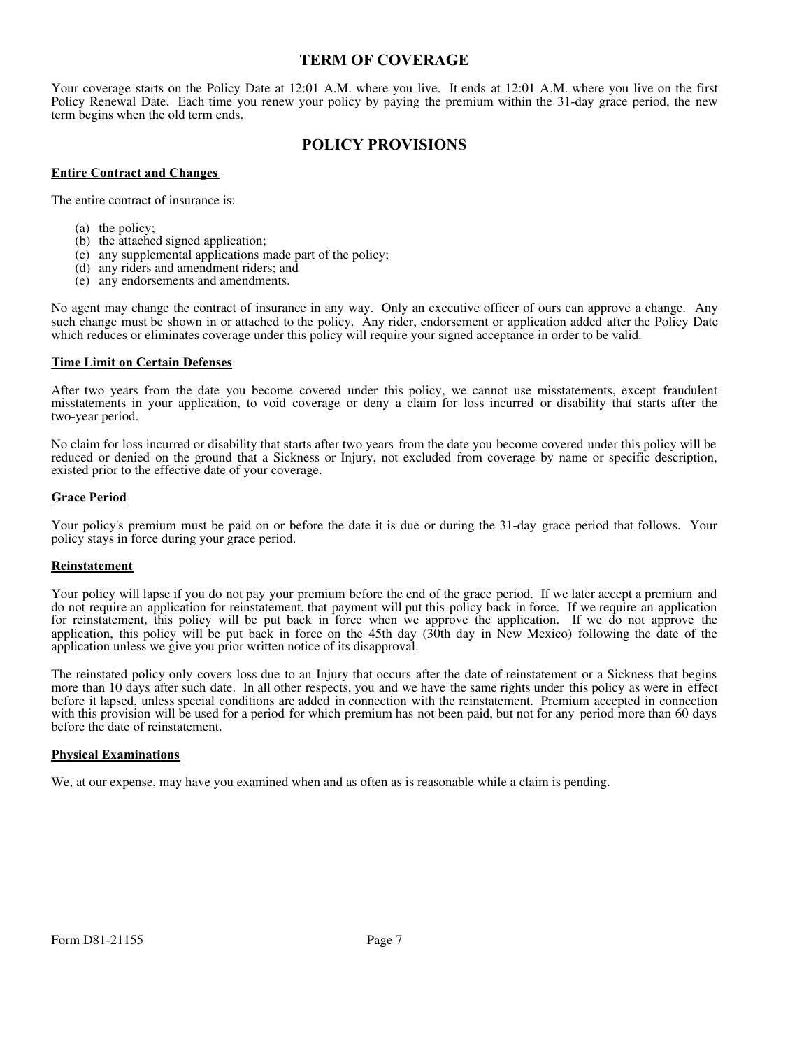## TERM OF COVERAGE

Your coverage starts on the Policy Date at 12:01 A.M. where you live. It ends at 12:01 A.M. where you live on the first Policy Renewal Date. Each time you renew your policy by paying the premium within the 31-day grace period, the new term begins when the old term ends.

## POLICY PROVISIONS

**Entire Contract and Changes**

The entire contract of insurance is:

(a) the policy;
(b) the attached signed application;
(c) any supplemental applications made part of the policy;
(d) any riders and amendment riders; and
(e) any endorsements and amendments.

No agent may change the contract of insurance in any way. Only an executive officer of ours can approve a change. Any such change must be shown in or attached to the policy. Any rider, endorsement or application added after the Policy Date which reduces or eliminates coverage under this policy will require your signed acceptance in order to be valid.

**Time Limit on Certain Defenses**

After two years from the date you become covered under this policy, we cannot use misstatements, except fraudulent misstatements in your application, to void coverage or deny a claim for loss incurred or disability that starts after the two-year period.

No claim for loss incurred or disability that starts after two years from the date you become covered under this policy will be reduced or denied on the ground that a Sickness or Injury, not excluded from coverage by name or specific description, existed prior to the effective date of your coverage.

**Grace Period**

Your policy's premium must be paid on or before the date it is due or during the 31-day grace period that follows. Your policy stays in force during your grace period.

**Reinstatement**

Your policy will lapse if you do not pay your premium before the end of the grace period. If we later accept a premium and do not require an application for reinstatement, that payment will put this policy back in force. If we require an application for reinstatement, this policy will be put back in force when we approve the application. If we do not approve the application, this policy will be put back in force on the 45th day (30th day in New Mexico) following the date of the application unless we give you prior written notice of its disapproval.

The reinstated policy only covers loss due to an Injury that occurs after the date of reinstatement or a Sickness that begins more than 10 days after such date. In all other respects, you and we have the same rights under this policy as were in effect before it lapsed, unless special conditions are added in connection with the reinstatement. Premium accepted in connection with this provision will be used for a period for which premium has not been paid, but not for any period more than 60 days before the date of reinstatement.

**Physical Examinations**

We, at our expense, may have you examined when and as often as is reasonable while a claim is pending.

Form D81-21155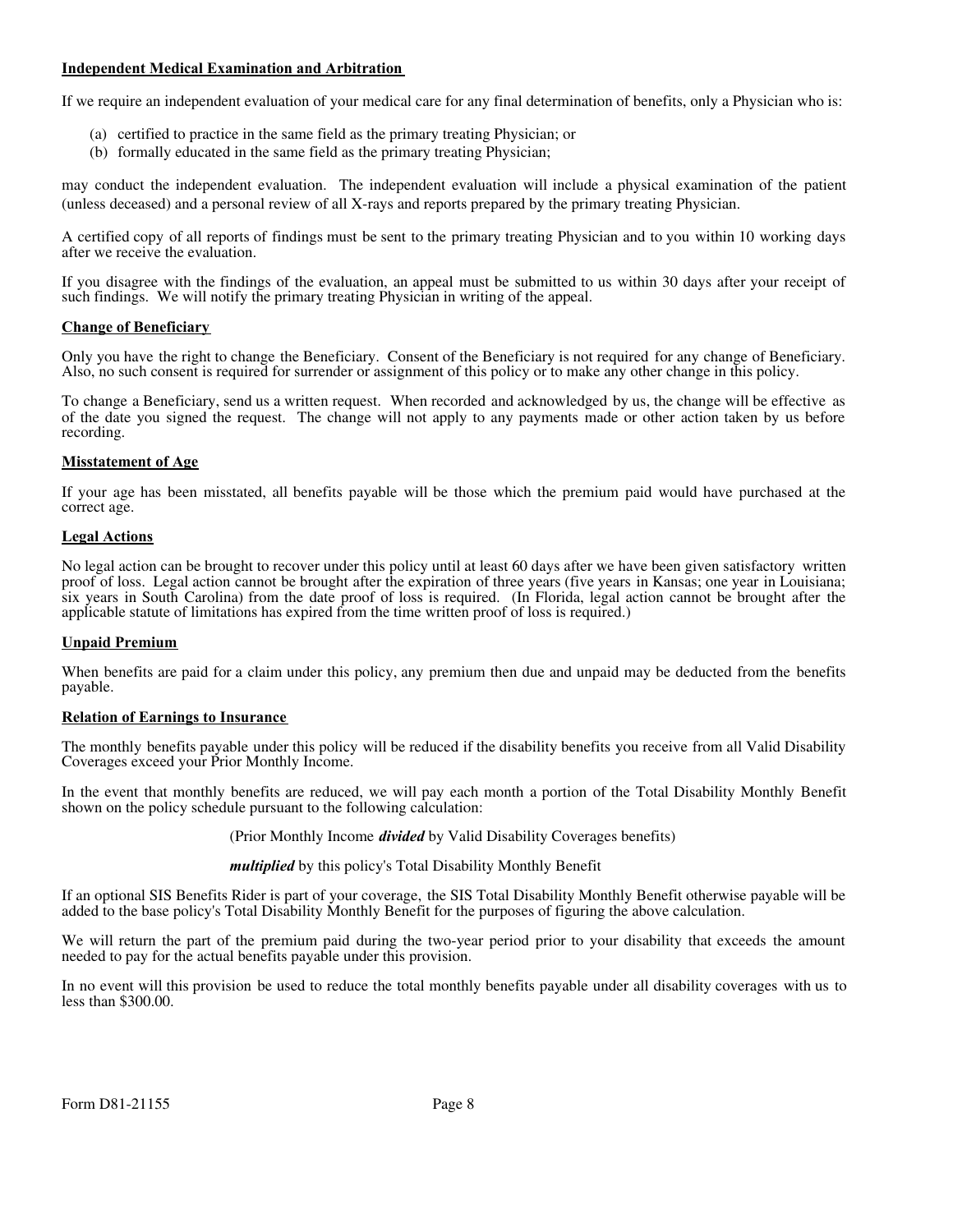**Independent Medical Examination and Arbitration**

If we require an independent evaluation of your medical care for any final determination of benefits, only a Physician who is:

(a) certified to practice in the same field as the primary treating Physician; or
(b) formally educated in the same field as the primary treating Physician;

may conduct the independent evaluation. The independent evaluation will include a physical examination of the patient (unless deceased) and a personal review of all X-rays and reports prepared by the primary treating Physician.

A certified copy of all reports of findings must be sent to the primary treating Physician and to you within 10 working days after we receive the evaluation.

If you disagree with the findings of the evaluation, an appeal must be submitted to us within 30 days after your receipt of such findings. We will notify the primary treating Physician in writing of the appeal.

**Change of Beneficiary**

Only you have the right to change the Beneficiary. Consent of the Beneficiary is not required for any change of Beneficiary. Also, no such consent is required for surrender or assignment of this policy or to make any other change in this policy.

To change a Beneficiary, send us a written request. When recorded and acknowledged by us, the change will be effective as of the date you signed the request. The change will not apply to any payments made or other action taken by us before recording.

**Misstatement of Age**

If your age has been misstated, all benefits payable will be those which the premium paid would have purchased at the correct age.

**Legal Actions**

No legal action can be brought to recover under this policy until at least 60 days after we have been given satisfactory written proof of loss. Legal action cannot be brought after the expiration of three years (five years in Kansas; one year in Louisiana; six years in South Carolina) from the date proof of loss is required. (In Florida, legal action cannot be brought after the applicable statute of limitations has expired from the time written proof of loss is required.)

**Unpaid Premium**

When benefits are paid for a claim under this policy, any premium then due and unpaid may be deducted from the benefits payable.

**Relation of Earnings to Insurance**

The monthly benefits payable under this policy will be reduced if the disability benefits you receive from all Valid Disability Coverages exceed your Prior Monthly Income.

In the event that monthly benefits are reduced, we will pay each month a portion of the Total Disability Monthly Benefit shown on the policy schedule pursuant to the following calculation:

(Prior Monthly Income ***divided*** by Valid Disability Coverages benefits)

***multiplied*** by this policy's Total Disability Monthly Benefit

If an optional SIS Benefits Rider is part of your coverage, the SIS Total Disability Monthly Benefit otherwise payable will be added to the base policy's Total Disability Monthly Benefit for the purposes of figuring the above calculation.

We will return the part of the premium paid during the two-year period prior to your disability that exceeds the amount needed to pay for the actual benefits payable under this provision.

In no event will this provision be used to reduce the total monthly benefits payable under all disability coverages with us to less than $300.00.

Form D81-21155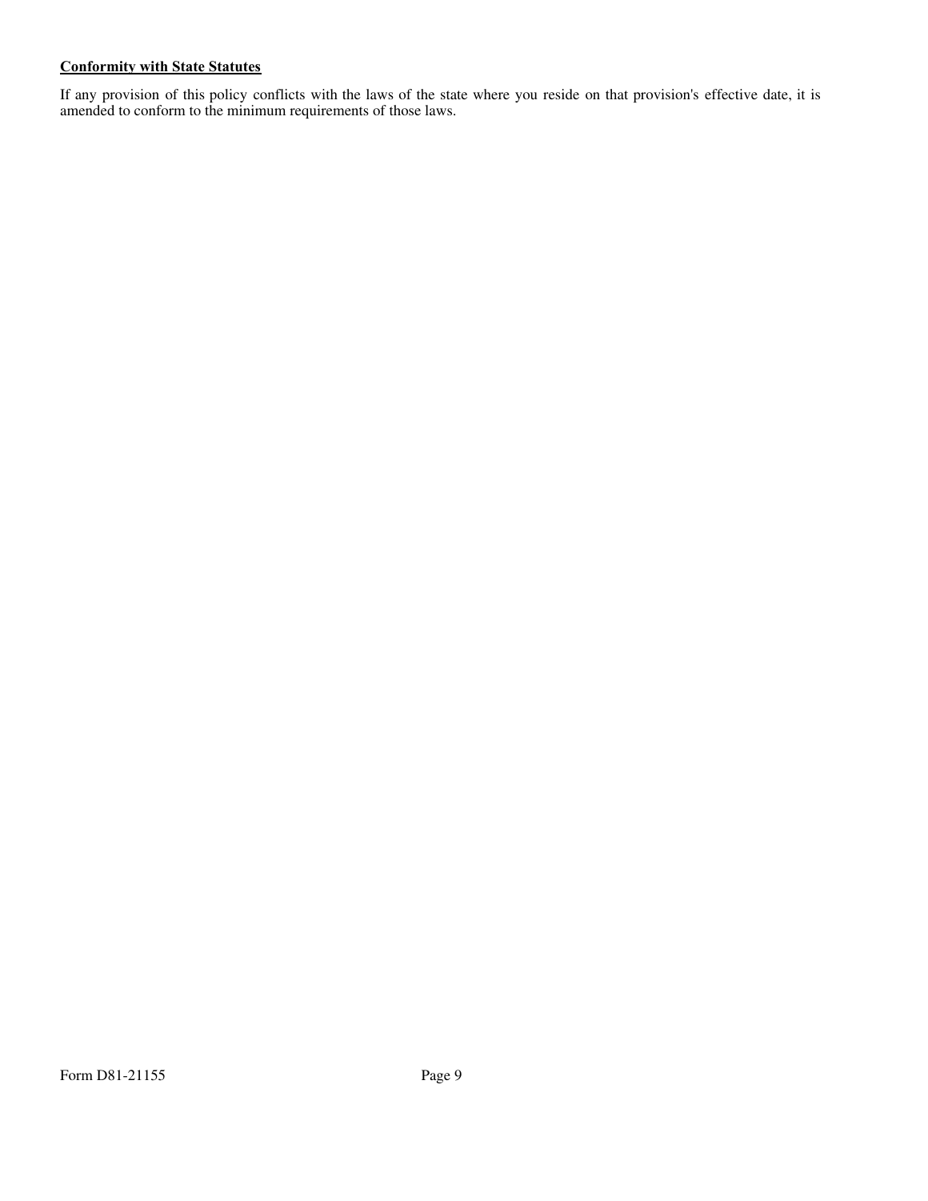**Conformity with State Statutes**

If any provision of this policy conflicts with the laws of the state where you reside on that provision's effective date, it is amended to conform to the minimum requirements of those laws.

Form D81-21155